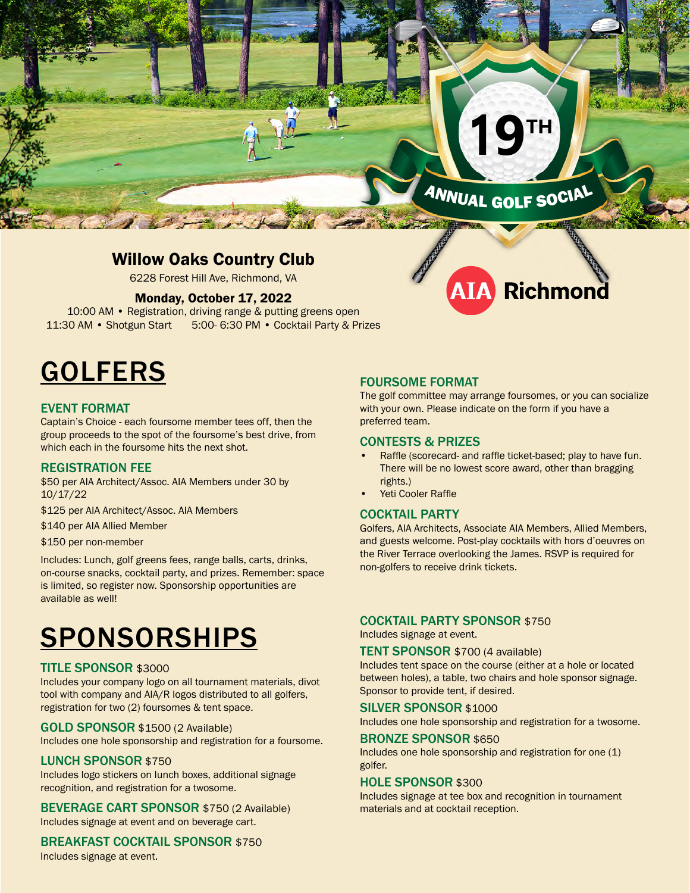# 19TH ANNUAL GOLF SOCIAL

AIA Richmond

## Willow Oaks Country Club

6228 Forest Hill Ave, Richmond, VA

**Monday, October 17, 2022**

10:00 AM • Registration, driving range & putting greens open
11:30 AM • Shotgun Start    5:00- 6:30 PM • Cocktail Party & Prizes

# GOLFERS

### EVENT FORMAT

Captain's Choice - each foursome member tees off, then the group proceeds to the spot of the foursome's best drive, from which each in the foursome hits the next shot.

### REGISTRATION FEE

$50 per AIA Architect/Assoc. AIA Members under 30 by 10/17/22

$125 per AIA Architect/Assoc. AIA Members

$140 per AIA Allied Member

$150 per non-member

Includes: Lunch, golf greens fees, range balls, carts, drinks, on-course snacks, cocktail party, and prizes. Remember: space is limited, so register now. Sponsorship opportunities are available as well!

### FOURSOME FORMAT

The golf committee may arrange foursomes, or you can socialize with your own. Please indicate on the form if you have a preferred team.

### CONTESTS & PRIZES

- Raffle (scorecard- and raffle ticket-based; play to have fun. There will be no lowest score award, other than bragging rights.)
- Yeti Cooler Raffle

### COCKTAIL PARTY

Golfers, AIA Architects, Associate AIA Members, Allied Members, and guests welcome. Post-play cocktails with hors d'oeuvres on the River Terrace overlooking the James. RSVP is required for non-golfers to receive drink tickets.

# SPONSORSHIPS

### TITLE SPONSOR $3000

Includes your company logo on all tournament materials, divot tool with company and AIA/R logos distributed to all golfers, registration for two (2) foursomes & tent space.

### GOLD SPONSOR $1500 (2 Available)

Includes one hole sponsorship and registration for a foursome.

### LUNCH SPONSOR $750

Includes logo stickers on lunch boxes, additional signage recognition, and registration for a twosome.

### BEVERAGE CART SPONSOR $750 (2 Available)

Includes signage at event and on beverage cart.

### BREAKFAST COCKTAIL SPONSOR $750

Includes signage at event.

### COCKTAIL PARTY SPONSOR $750

Includes signage at event.

### TENT SPONSOR $700 (4 available)

Includes tent space on the course (either at a hole or located between holes), a table, two chairs and hole sponsor signage. Sponsor to provide tent, if desired.

### SILVER SPONSOR $1000

Includes one hole sponsorship and registration for a twosome.

### BRONZE SPONSOR $650

Includes one hole sponsorship and registration for one (1) golfer.

### HOLE SPONSOR $300

Includes signage at tee box and recognition in tournament materials and at cocktail reception.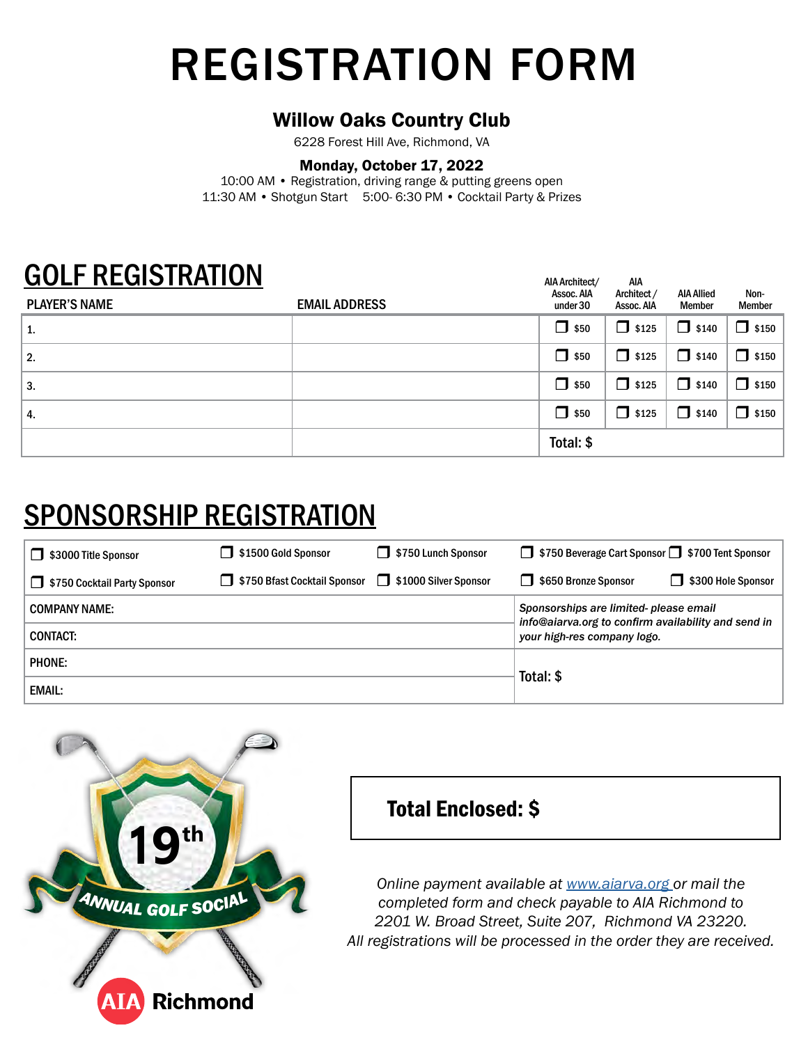# REGISTRATION FORM

### Willow Oaks Country Club

6228 Forest Hill Ave, Richmond, VA

**Monday, October 17, 2022**

10:00 AM • Registration, driving range & putting greens open
11:30 AM • Shotgun Start    5:00- 6:30 PM • Cocktail Party & Prizes

## GOLF REGISTRATION

| PLAYER'S NAME | EMAIL ADDRESS | AIA Architect/ Assoc. AIA under 30 | AIA Architect / Assoc. AIA | AIA Allied Member | Non-Member |
|---|---|---|---|---|---|
| 1. | | ☐ $50 | ☐ $125 | ☐ $140 | ☐ $150 |
| 2. | | ☐ $50 | ☐ $125 | ☐ $140 | ☐ $150 |
| 3. | | ☐ $50 | ☐ $125 | ☐ $140 | ☐ $150 |
| 4. | | ☐ $50 | ☐ $125 | ☐ $140 | ☐ $150 |
| | | Total: $ | | | |

## SPONSORSHIP REGISTRATION

| | | | | |
|---|---|---|---|---|
| ☐ $3000 Title Sponsor | ☐ $1500 Gold Sponsor | ☐ $750 Lunch Sponsor | ☐ $750 Beverage Cart Sponsor | ☐ $700 Tent Sponsor |
| ☐ $750 Cocktail Party Sponsor | ☐ $750 Bfast Cocktail Sponsor | ☐ $1000 Silver Sponsor | ☐ $650 Bronze Sponsor | ☐ $300 Hole Sponsor |

| | |
|---|---|
| COMPANY NAME: | *Sponsorships are limited- please email info@aiarva.org to confirm availability and send in your high-res company logo.* |
| CONTACT: | |
| PHONE: | Total: $ |
| EMAIL: | |

19th ANNUAL GOLF SOCIAL

AIA Richmond

**Total Enclosed: $**

*Online payment available at www.aiarva.org or mail the completed form and check payable to AIA Richmond to 2201 W. Broad Street, Suite 207, Richmond VA 23220. All registrations will be processed in the order they are received.*